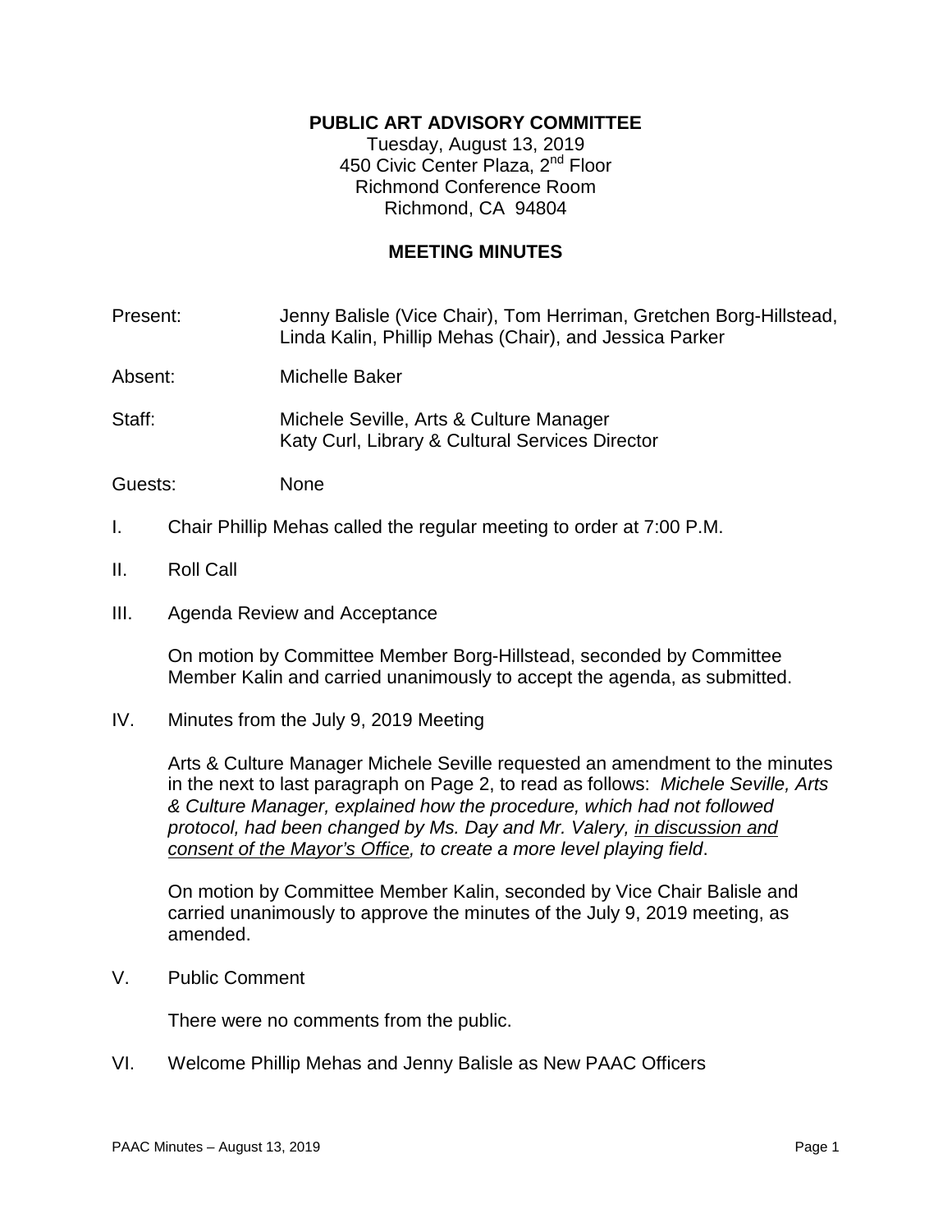**PUBLIC ART ADVISORY COMMITTEE**

Tuesday, August 13, 2019
450 Civic Center Plaza, 2nd Floor
Richmond Conference Room
Richmond, CA 94804

**MEETING MINUTES**

Present: Jenny Balisle (Vice Chair), Tom Herriman, Gretchen Borg-Hillstead, Linda Kalin, Phillip Mehas (Chair), and Jessica Parker

Absent: Michelle Baker

Staff: Michele Seville, Arts & Culture Manager
Katy Curl, Library & Cultural Services Director

Guests: None

I. Chair Phillip Mehas called the regular meeting to order at 7:00 P.M.

II. Roll Call

III. Agenda Review and Acceptance

On motion by Committee Member Borg-Hillstead, seconded by Committee Member Kalin and carried unanimously to accept the agenda, as submitted.

IV. Minutes from the July 9, 2019 Meeting

Arts & Culture Manager Michele Seville requested an amendment to the minutes in the next to last paragraph on Page 2, to read as follows: *Michele Seville, Arts & Culture Manager, explained how the procedure, which had not followed protocol, had been changed by Ms. Day and Mr. Valery, <u>in discussion and consent of the Mayor's Office</u>, to create a more level playing field*.

On motion by Committee Member Kalin, seconded by Vice Chair Balisle and carried unanimously to approve the minutes of the July 9, 2019 meeting, as amended.

V. Public Comment

There were no comments from the public.

VI. Welcome Phillip Mehas and Jenny Balisle as New PAAC Officers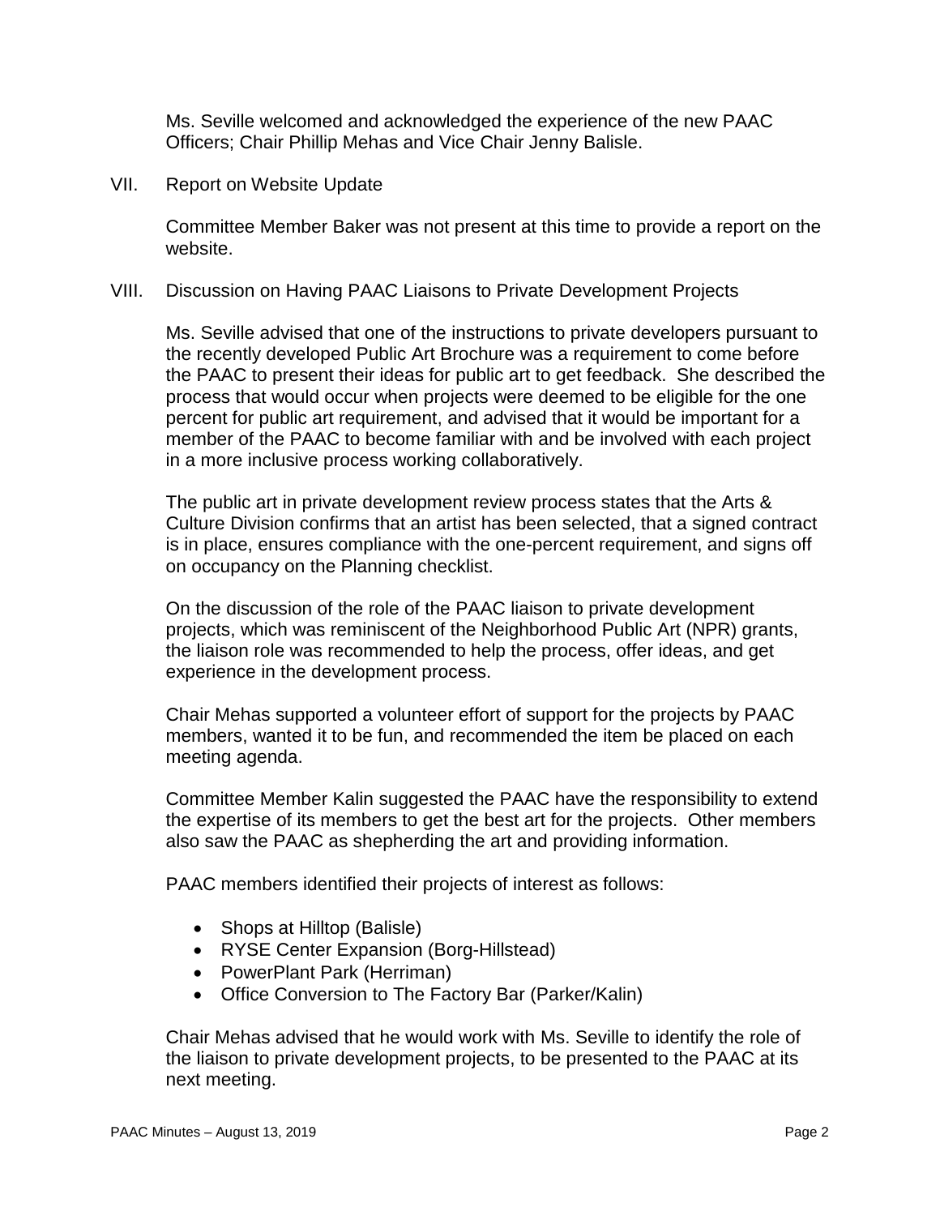Ms. Seville welcomed and acknowledged the experience of the new PAAC Officers; Chair Phillip Mehas and Vice Chair Jenny Balisle.

VII. Report on Website Update

Committee Member Baker was not present at this time to provide a report on the website.

VIII. Discussion on Having PAAC Liaisons to Private Development Projects

Ms. Seville advised that one of the instructions to private developers pursuant to the recently developed Public Art Brochure was a requirement to come before the PAAC to present their ideas for public art to get feedback. She described the process that would occur when projects were deemed to be eligible for the one percent for public art requirement, and advised that it would be important for a member of the PAAC to become familiar with and be involved with each project in a more inclusive process working collaboratively.

The public art in private development review process states that the Arts & Culture Division confirms that an artist has been selected, that a signed contract is in place, ensures compliance with the one-percent requirement, and signs off on occupancy on the Planning checklist.

On the discussion of the role of the PAAC liaison to private development projects, which was reminiscent of the Neighborhood Public Art (NPR) grants, the liaison role was recommended to help the process, offer ideas, and get experience in the development process.

Chair Mehas supported a volunteer effort of support for the projects by PAAC members, wanted it to be fun, and recommended the item be placed on each meeting agenda.

Committee Member Kalin suggested the PAAC have the responsibility to extend the expertise of its members to get the best art for the projects. Other members also saw the PAAC as shepherding the art and providing information.

PAAC members identified their projects of interest as follows:

- Shops at Hilltop (Balisle)
- RYSE Center Expansion (Borg-Hillstead)
- PowerPlant Park (Herriman)
- Office Conversion to The Factory Bar (Parker/Kalin)

Chair Mehas advised that he would work with Ms. Seville to identify the role of the liaison to private development projects, to be presented to the PAAC at its next meeting.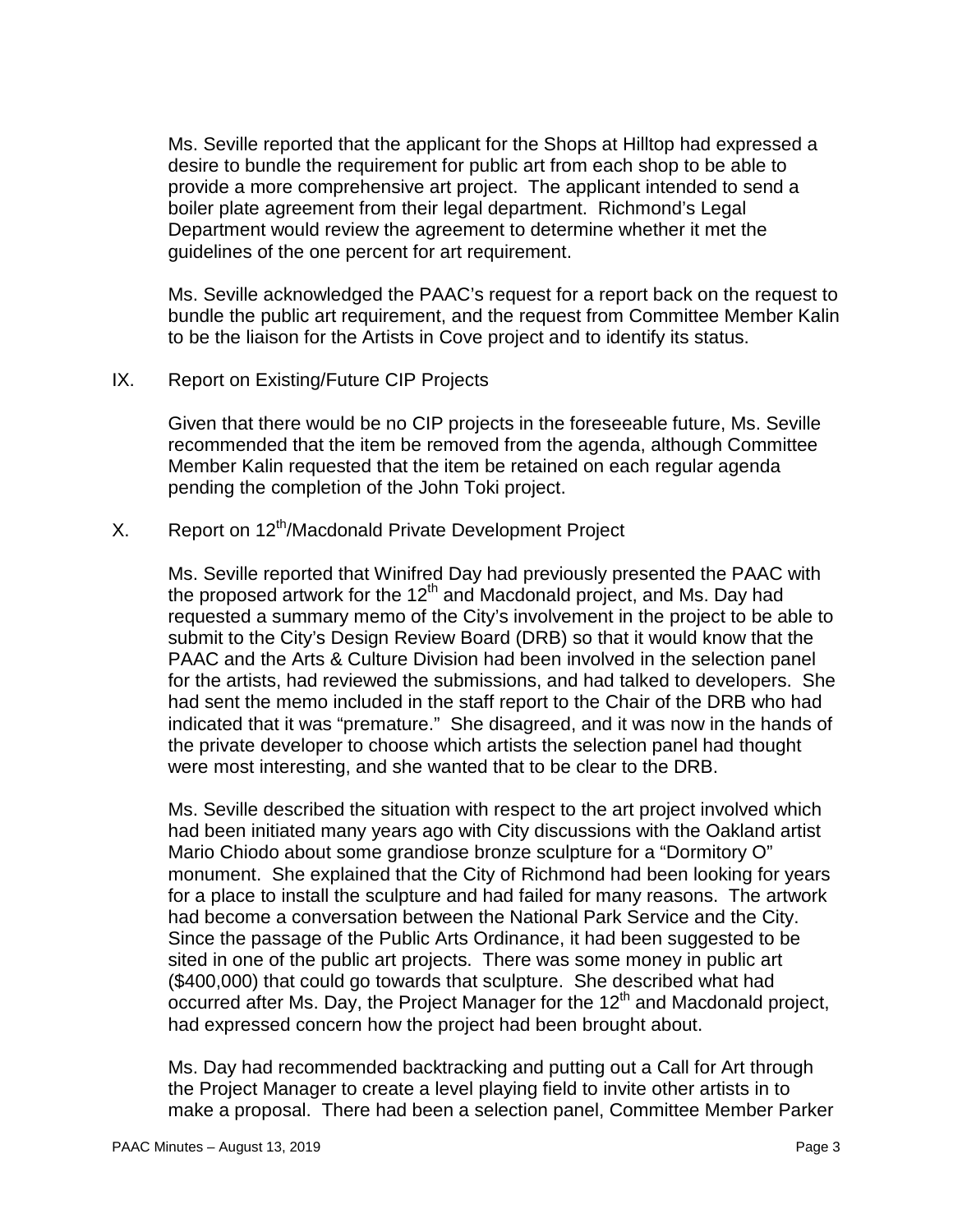Ms. Seville reported that the applicant for the Shops at Hilltop had expressed a desire to bundle the requirement for public art from each shop to be able to provide a more comprehensive art project. The applicant intended to send a boiler plate agreement from their legal department. Richmond's Legal Department would review the agreement to determine whether it met the guidelines of the one percent for art requirement.

Ms. Seville acknowledged the PAAC's request for a report back on the request to bundle the public art requirement, and the request from Committee Member Kalin to be the liaison for the Artists in Cove project and to identify its status.

IX. Report on Existing/Future CIP Projects

Given that there would be no CIP projects in the foreseeable future, Ms. Seville recommended that the item be removed from the agenda, although Committee Member Kalin requested that the item be retained on each regular agenda pending the completion of the John Toki project.

X. Report on 12th/Macdonald Private Development Project

Ms. Seville reported that Winifred Day had previously presented the PAAC with the proposed artwork for the 12th and Macdonald project, and Ms. Day had requested a summary memo of the City's involvement in the project to be able to submit to the City's Design Review Board (DRB) so that it would know that the PAAC and the Arts & Culture Division had been involved in the selection panel for the artists, had reviewed the submissions, and had talked to developers. She had sent the memo included in the staff report to the Chair of the DRB who had indicated that it was "premature." She disagreed, and it was now in the hands of the private developer to choose which artists the selection panel had thought were most interesting, and she wanted that to be clear to the DRB.

Ms. Seville described the situation with respect to the art project involved which had been initiated many years ago with City discussions with the Oakland artist Mario Chiodo about some grandiose bronze sculpture for a "Dormitory O" monument. She explained that the City of Richmond had been looking for years for a place to install the sculpture and had failed for many reasons. The artwork had become a conversation between the National Park Service and the City. Since the passage of the Public Arts Ordinance, it had been suggested to be sited in one of the public art projects. There was some money in public art ($400,000) that could go towards that sculpture. She described what had occurred after Ms. Day, the Project Manager for the 12th and Macdonald project, had expressed concern how the project had been brought about.

Ms. Day had recommended backtracking and putting out a Call for Art through the Project Manager to create a level playing field to invite other artists in to make a proposal. There had been a selection panel, Committee Member Parker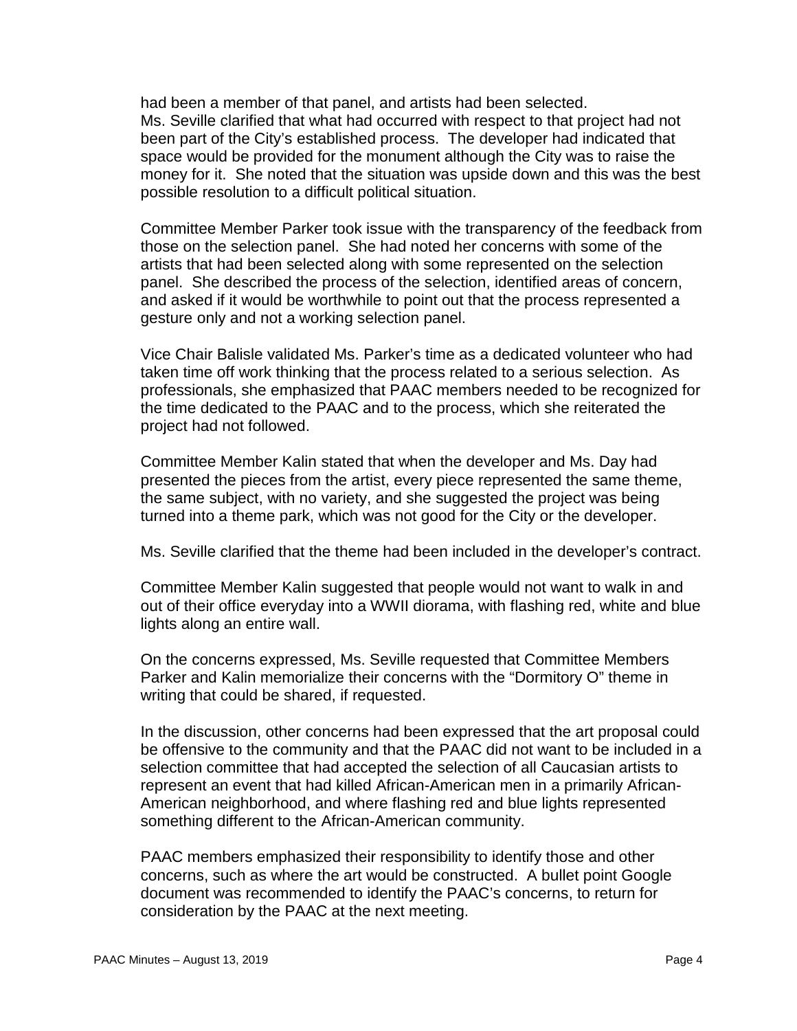had been a member of that panel, and artists had been selected.
Ms. Seville clarified that what had occurred with respect to that project had not been part of the City's established process. The developer had indicated that space would be provided for the monument although the City was to raise the money for it. She noted that the situation was upside down and this was the best possible resolution to a difficult political situation.

Committee Member Parker took issue with the transparency of the feedback from those on the selection panel. She had noted her concerns with some of the artists that had been selected along with some represented on the selection panel. She described the process of the selection, identified areas of concern, and asked if it would be worthwhile to point out that the process represented a gesture only and not a working selection panel.

Vice Chair Balisle validated Ms. Parker's time as a dedicated volunteer who had taken time off work thinking that the process related to a serious selection. As professionals, she emphasized that PAAC members needed to be recognized for the time dedicated to the PAAC and to the process, which she reiterated the project had not followed.

Committee Member Kalin stated that when the developer and Ms. Day had presented the pieces from the artist, every piece represented the same theme, the same subject, with no variety, and she suggested the project was being turned into a theme park, which was not good for the City or the developer.

Ms. Seville clarified that the theme had been included in the developer's contract.

Committee Member Kalin suggested that people would not want to walk in and out of their office everyday into a WWII diorama, with flashing red, white and blue lights along an entire wall.

On the concerns expressed, Ms. Seville requested that Committee Members Parker and Kalin memorialize their concerns with the "Dormitory O" theme in writing that could be shared, if requested.

In the discussion, other concerns had been expressed that the art proposal could be offensive to the community and that the PAAC did not want to be included in a selection committee that had accepted the selection of all Caucasian artists to represent an event that had killed African-American men in a primarily African-American neighborhood, and where flashing red and blue lights represented something different to the African-American community.

PAAC members emphasized their responsibility to identify those and other concerns, such as where the art would be constructed. A bullet point Google document was recommended to identify the PAAC's concerns, to return for consideration by the PAAC at the next meeting.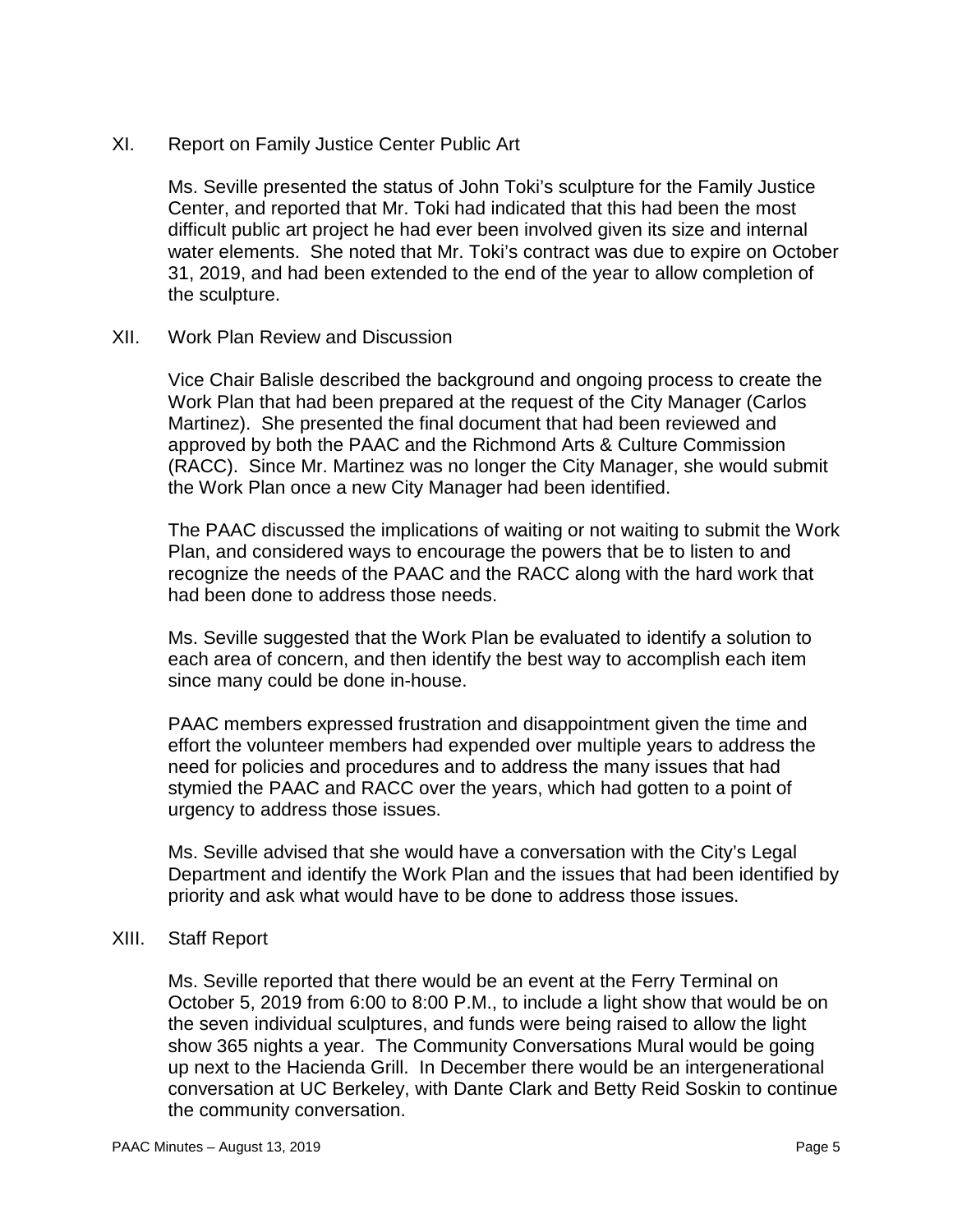## XI. Report on Family Justice Center Public Art

Ms. Seville presented the status of John Toki's sculpture for the Family Justice Center, and reported that Mr. Toki had indicated that this had been the most difficult public art project he had ever been involved given its size and internal water elements. She noted that Mr. Toki's contract was due to expire on October 31, 2019, and had been extended to the end of the year to allow completion of the sculpture.

## XII. Work Plan Review and Discussion

Vice Chair Balisle described the background and ongoing process to create the Work Plan that had been prepared at the request of the City Manager (Carlos Martinez). She presented the final document that had been reviewed and approved by both the PAAC and the Richmond Arts & Culture Commission (RACC). Since Mr. Martinez was no longer the City Manager, she would submit the Work Plan once a new City Manager had been identified.

The PAAC discussed the implications of waiting or not waiting to submit the Work Plan, and considered ways to encourage the powers that be to listen to and recognize the needs of the PAAC and the RACC along with the hard work that had been done to address those needs.

Ms. Seville suggested that the Work Plan be evaluated to identify a solution to each area of concern, and then identify the best way to accomplish each item since many could be done in-house.

PAAC members expressed frustration and disappointment given the time and effort the volunteer members had expended over multiple years to address the need for policies and procedures and to address the many issues that had stymied the PAAC and RACC over the years, which had gotten to a point of urgency to address those issues.

Ms. Seville advised that she would have a conversation with the City's Legal Department and identify the Work Plan and the issues that had been identified by priority and ask what would have to be done to address those issues.

## XIII. Staff Report

Ms. Seville reported that there would be an event at the Ferry Terminal on October 5, 2019 from 6:00 to 8:00 P.M., to include a light show that would be on the seven individual sculptures, and funds were being raised to allow the light show 365 nights a year. The Community Conversations Mural would be going up next to the Hacienda Grill. In December there would be an intergenerational conversation at UC Berkeley, with Dante Clark and Betty Reid Soskin to continue the community conversation.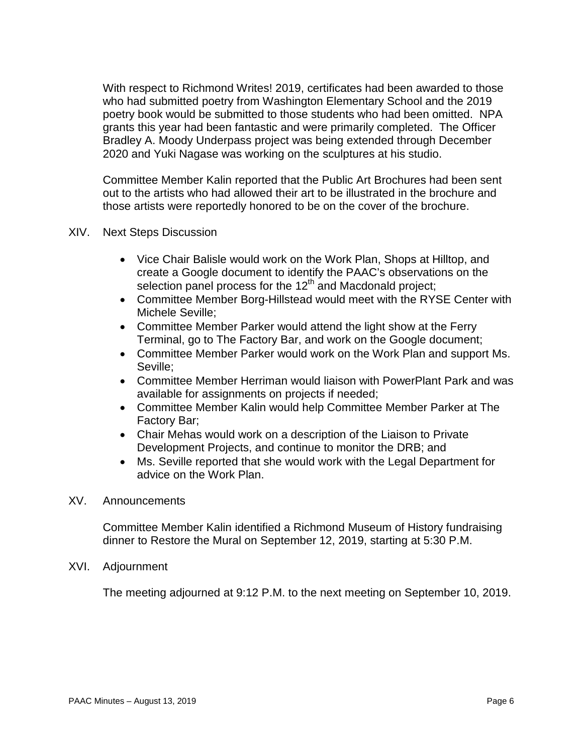With respect to Richmond Writes! 2019, certificates had been awarded to those who had submitted poetry from Washington Elementary School and the 2019 poetry book would be submitted to those students who had been omitted. NPA grants this year had been fantastic and were primarily completed. The Officer Bradley A. Moody Underpass project was being extended through December 2020 and Yuki Nagase was working on the sculptures at his studio.

Committee Member Kalin reported that the Public Art Brochures had been sent out to the artists who had allowed their art to be illustrated in the brochure and those artists were reportedly honored to be on the cover of the brochure.

XIV. Next Steps Discussion

- Vice Chair Balisle would work on the Work Plan, Shops at Hilltop, and create a Google document to identify the PAAC's observations on the selection panel process for the 12th and Macdonald project;
- Committee Member Borg-Hillstead would meet with the RYSE Center with Michele Seville;
- Committee Member Parker would attend the light show at the Ferry Terminal, go to The Factory Bar, and work on the Google document;
- Committee Member Parker would work on the Work Plan and support Ms. Seville;
- Committee Member Herriman would liaison with PowerPlant Park and was available for assignments on projects if needed;
- Committee Member Kalin would help Committee Member Parker at The Factory Bar;
- Chair Mehas would work on a description of the Liaison to Private Development Projects, and continue to monitor the DRB; and
- Ms. Seville reported that she would work with the Legal Department for advice on the Work Plan.

XV. Announcements

Committee Member Kalin identified a Richmond Museum of History fundraising dinner to Restore the Mural on September 12, 2019, starting at 5:30 P.M.

XVI. Adjournment

The meeting adjourned at 9:12 P.M. to the next meeting on September 10, 2019.